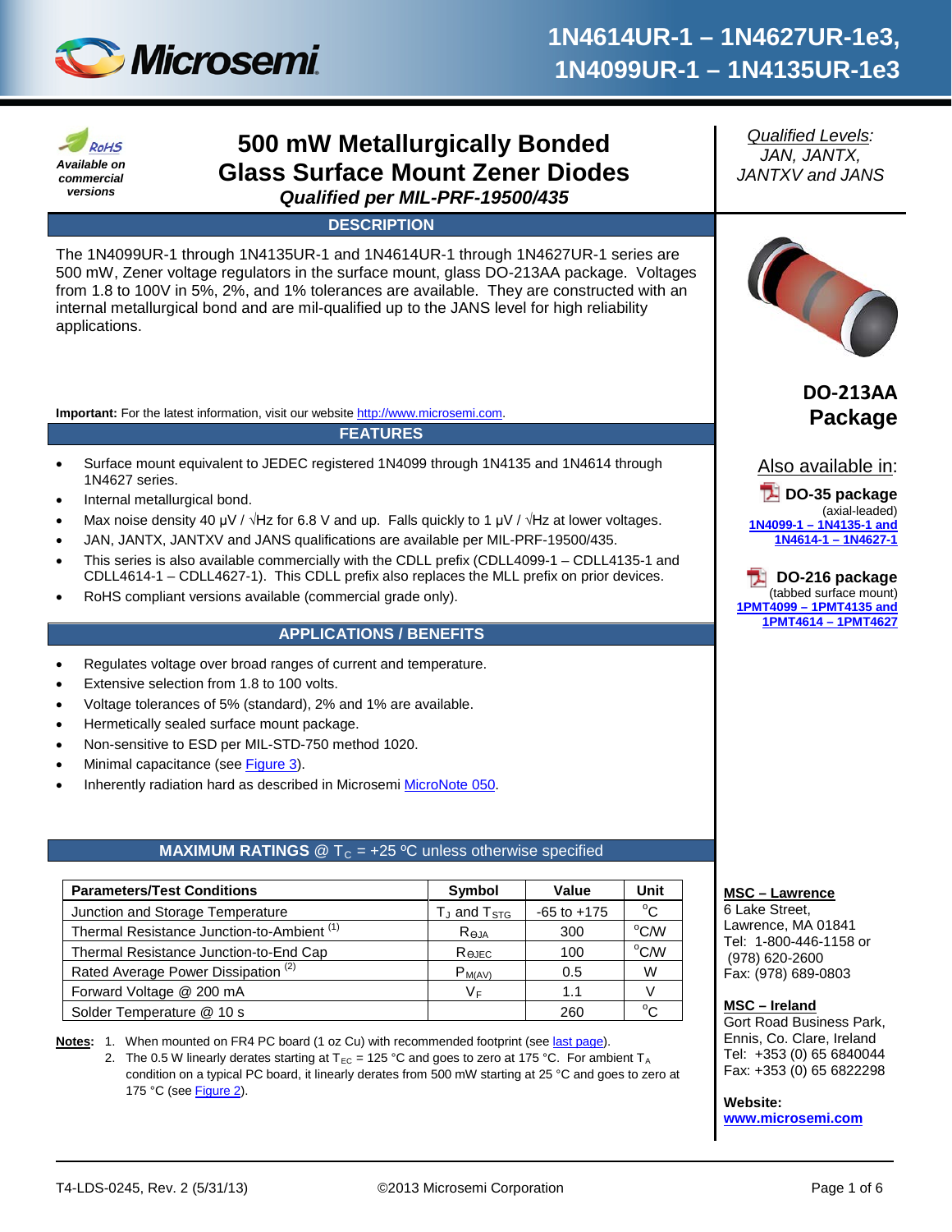# 1N4614UR-1 – 1N4627UR-1e3, 1N4099UR-1 – 1N4135UR-1e3

RoHS
*Available on commercial versions*

## 500 mW Metallurgically Bonded Glass Surface Mount Zener Diodes

***Qualified per MIL-PRF-19500/435***

*Qualified Levels:*
*JAN, JANTX, JANTXV and JANS*

### DESCRIPTION

The 1N4099UR-1 through 1N4135UR-1 and 1N4614UR-1 through 1N4627UR-1 series are 500 mW, Zener voltage regulators in the surface mount, glass DO-213AA package. Voltages from 1.8 to 100V in 5%, 2%, and 1% tolerances are available. They are constructed with an internal metallurgical bond and are mil-qualified up to the JANS level for high reliability applications.

**Important:** For the latest information, visit our website http://www.microsemi.com.

**DO-213AA Package**

Also available in:

**DO-35 package**
(axial-leaded)
1N4099-1 – 1N4135-1 and 1N4614-1 – 1N4627-1

**DO-216 package**
(tabbed surface mount)
1PMT4099 – 1PMT4135 and 1PMT4614 – 1PMT4627

### FEATURES

- Surface mount equivalent to JEDEC registered 1N4099 through 1N4135 and 1N4614 through 1N4627 series.
- Internal metallurgical bond.
- Max noise density 40 μV / √Hz for 6.8 V and up. Falls quickly to 1 μV / √Hz at lower voltages.
- JAN, JANTX, JANTXV and JANS qualifications are available per MIL-PRF-19500/435.
- This series is also available commercially with the CDLL prefix (CDLL4099-1 – CDLL4135-1 and CDLL4614-1 – CDLL4627-1). This CDLL prefix also replaces the MLL prefix on prior devices.
- RoHS compliant versions available (commercial grade only).

### APPLICATIONS / BENEFITS

- Regulates voltage over broad ranges of current and temperature.
- Extensive selection from 1.8 to 100 volts.
- Voltage tolerances of 5% (standard), 2% and 1% are available.
- Hermetically sealed surface mount package.
- Non-sensitive to ESD per MIL-STD-750 method 1020.
- Minimal capacitance (see Figure 3).
- Inherently radiation hard as described in Microsemi MicroNote 050.

### MAXIMUM RATINGS @ $T_C$ = +25 ºC unless otherwise specified

| Parameters/Test Conditions | Symbol | Value | Unit |
|---|---|---|---|
| Junction and Storage Temperature | $T_J$ and $T_{STG}$ | -65 to +175 | ºC |
| Thermal Resistance Junction-to-Ambient [(1)] | $R_{\Theta JA}$ | 300 | ºC/W |
| Thermal Resistance Junction-to-End Cap | $R_{\Theta JEC}$ | 100 | ºC/W |
| Rated Average Power Dissipation [(2)] | $P_{M(AV)}$ | 0.5 | W |
| Forward Voltage @ 200 mA | $V_F$ | 1.1 | V |
| Solder Temperature @ 10 s | | 260 | ºC |

**Notes:**
1. When mounted on FR4 PC board (1 oz Cu) with recommended footprint (see last page).
2. The 0.5 W linearly derates starting at $T_{EC}$ = 125 °C and goes to zero at 175 °C. For ambient $T_A$ condition on a typical PC board, it linearly derates from 500 mW starting at 25 °C and goes to zero at 175 °C (see Figure 2).

**MSC – Lawrence**
6 Lake Street,
Lawrence, MA 01841
Tel: 1-800-446-1158 or (978) 620-2600
Fax: (978) 689-0803

**MSC – Ireland**
Gort Road Business Park,
Ennis, Co. Clare, Ireland
Tel: +353 (0) 65 6840044
Fax: +353 (0) 65 6822298

**Website:**
www.microsemi.com

T4-LDS-0245, Rev. 2 (5/31/13) ©2013 Microsemi Corporation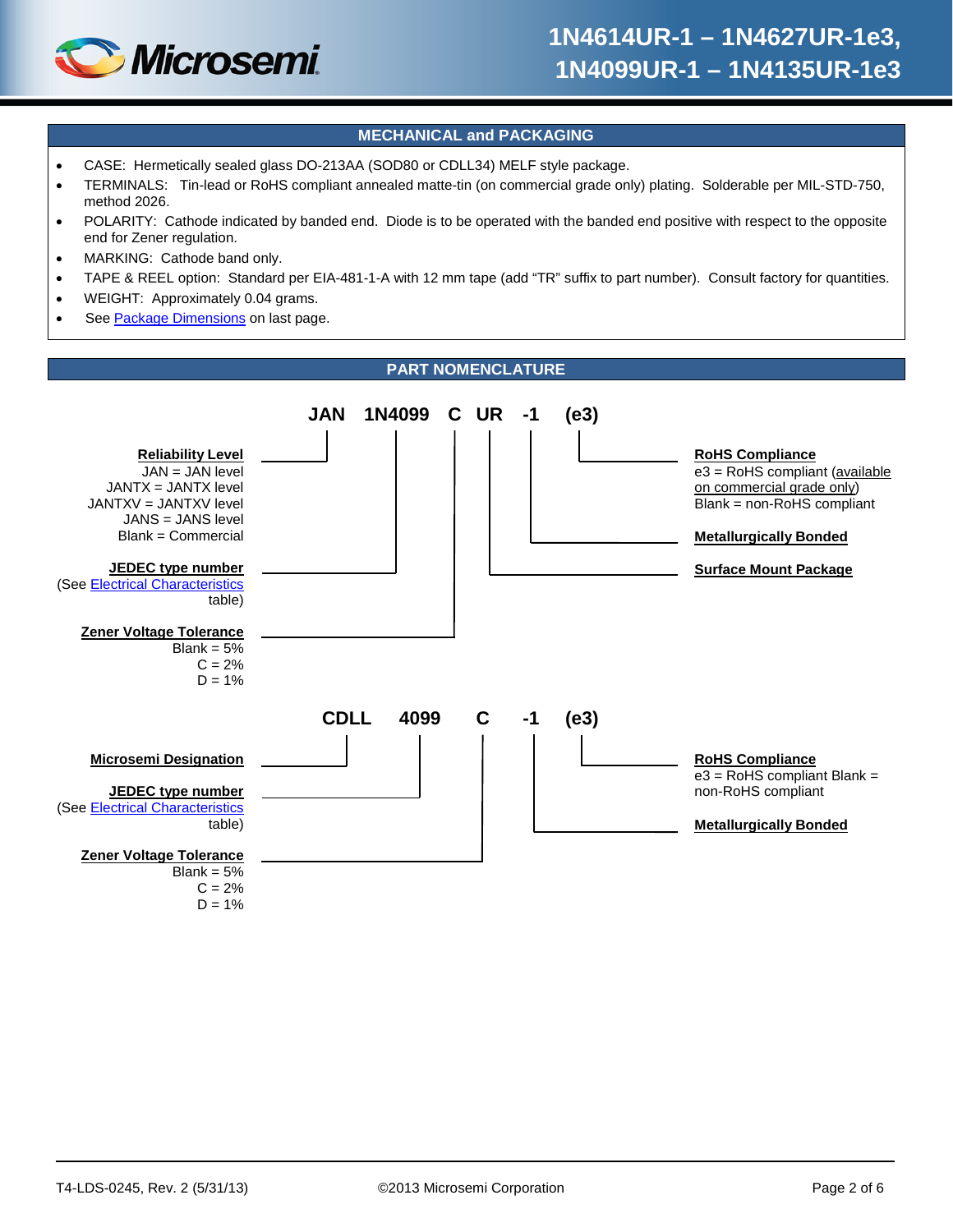## MECHANICAL and PACKAGING

- CASE: Hermetically sealed glass DO-213AA (SOD80 or CDLL34) MELF style package.
- TERMINALS: Tin-lead or RoHS compliant annealed matte-tin (on commercial grade only) plating. Solderable per MIL-STD-750, method 2026.
- POLARITY: Cathode indicated by banded end. Diode is to be operated with the banded end positive with respect to the opposite end for Zener regulation.
- MARKING: Cathode band only.
- TAPE & REEL option: Standard per EIA-481-1-A with 12 mm tape (add "TR" suffix to part number). Consult factory for quantities.
- WEIGHT: Approximately 0.04 grams.
- See Package Dimensions on last page.

## PART NOMENCLATURE

**JAN 1N4099 C UR -1 (e3)**

- **Reliability Level** (JAN)
  - JAN = JAN level
  - JANTX = JANTX level
  - JANTXV = JANTXV level
  - JANS = JANS level
  - Blank = Commercial
- **JEDEC type number** (1N4099)
  - (See Electrical Characteristics table)
- **Zener Voltage Tolerance** (C)
  - Blank = 5%
  - C = 2%
  - D = 1%
- **Surface Mount Package** (UR)
- **Metallurgically Bonded** (-1)
- **RoHS Compliance** ((e3))
  - e3 = RoHS compliant (available on commercial grade only)
  - Blank = non-RoHS compliant

**CDLL 4099 C -1 (e3)**

- **Microsemi Designation** (CDLL)
- **JEDEC type number** (4099)
  - (See Electrical Characteristics table)
- **Zener Voltage Tolerance** (C)
  - Blank = 5%
  - C = 2%
  - D = 1%
- **Metallurgically Bonded** (-1)
- **RoHS Compliance** ((e3))
  - e3 = RoHS compliant Blank = non-RoHS compliant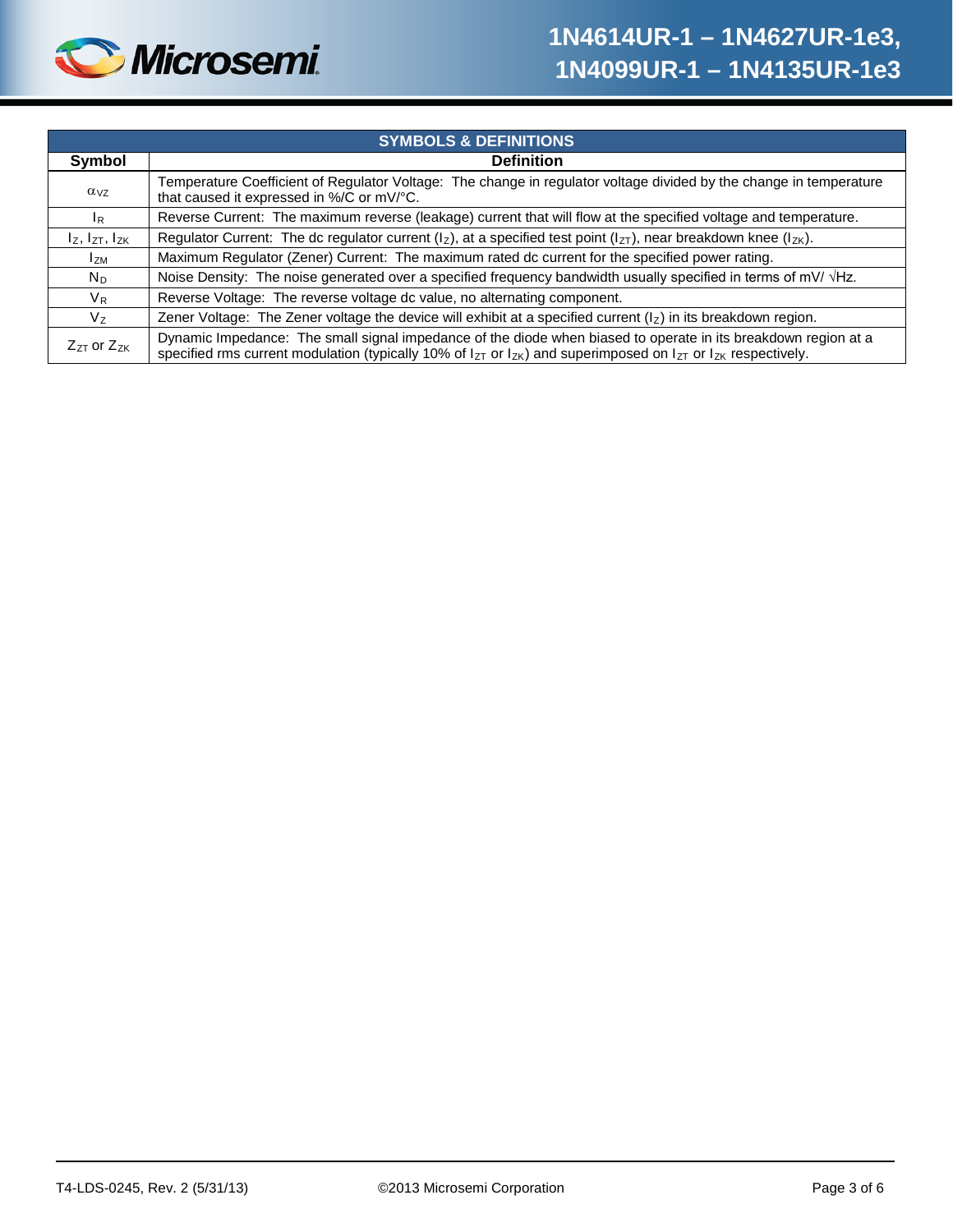| SYMBOLS & DEFINITIONS | |
|---|---|
| **Symbol** | **Definition** |
| $\alpha_{VZ}$ | Temperature Coefficient of Regulator Voltage: The change in regulator voltage divided by the change in temperature that caused it expressed in %/C or mV/°C. |
| $I_R$ | Reverse Current: The maximum reverse (leakage) current that will flow at the specified voltage and temperature. |
| $I_Z$, $I_{ZT}$, $I_{ZK}$ | Regulator Current: The dc regulator current ($I_Z$), at a specified test point ($I_{ZT}$), near breakdown knee ($I_{ZK}$). |
| $I_{ZM}$ | Maximum Regulator (Zener) Current: The maximum rated dc current for the specified power rating. |
| $N_D$ | Noise Density: The noise generated over a specified frequency bandwidth usually specified in terms of mV/ $\sqrt{\text{Hz}}$. |
| $V_R$ | Reverse Voltage: The reverse voltage dc value, no alternating component. |
| $V_Z$ | Zener Voltage: The Zener voltage the device will exhibit at a specified current ($I_Z$) in its breakdown region. |
| $Z_{ZT}$ or $Z_{ZK}$ | Dynamic Impedance: The small signal impedance of the diode when biased to operate in its breakdown region at a specified rms current modulation (typically 10% of $I_{ZT}$ or $I_{ZK}$) and superimposed on $I_{ZT}$ or $I_{ZK}$ respectively. |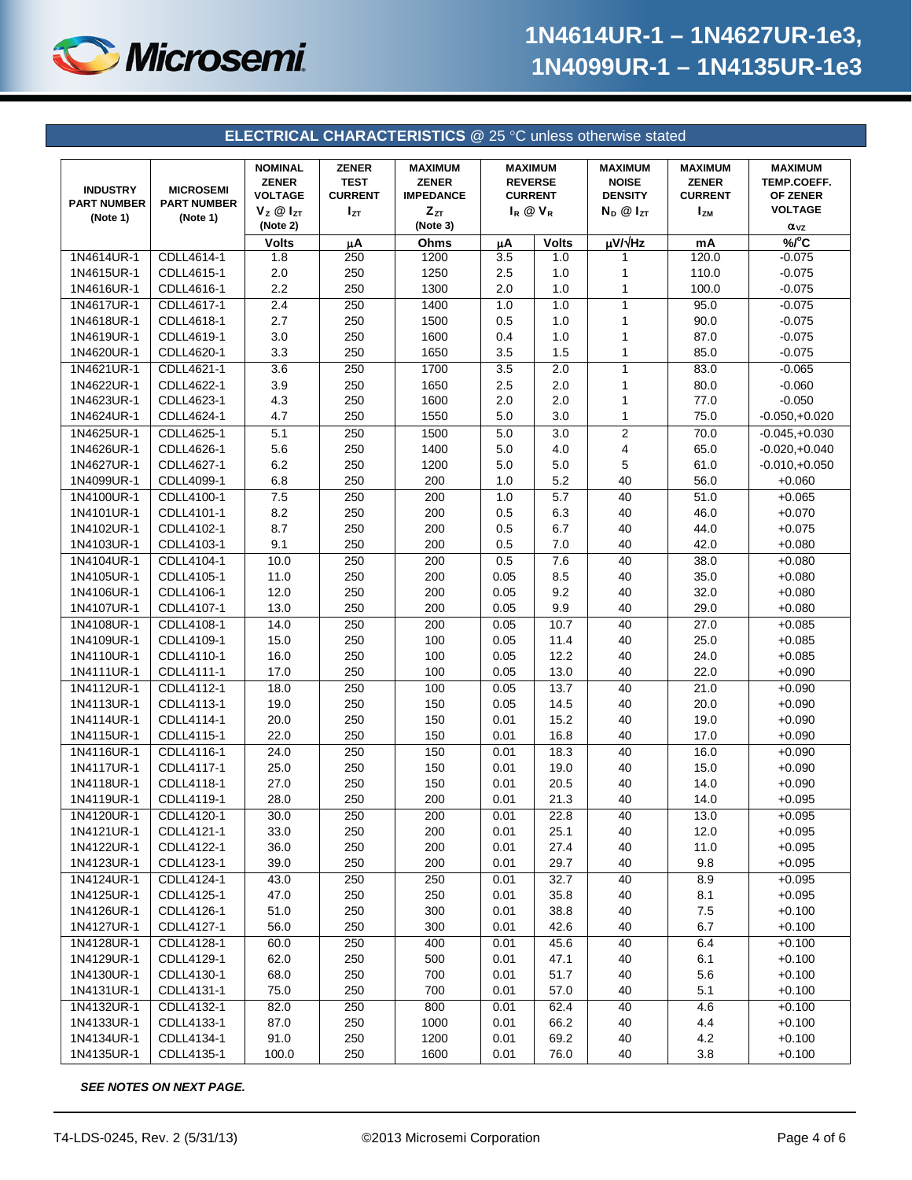## ELECTRICAL CHARACTERISTICS @ 25 °C unless otherwise stated

| INDUSTRY PART NUMBER (Note 1) | MICROSEMI PART NUMBER (Note 1) | NOMINAL ZENER VOLTAGE $V_Z$ @ $I_{ZT}$ (Note 2) | ZENER TEST CURRENT $I_{ZT}$ | MAXIMUM ZENER IMPEDANCE $Z_{ZT}$ (Note 3) | MAXIMUM REVERSE CURRENT $I_R$ @ $V_R$ | | MAXIMUM NOISE DENSITY $N_D$ @ $I_{ZT}$ | MAXIMUM ZENER CURRENT $I_{ZM}$ | MAXIMUM TEMP.COEFF. OF ZENER VOLTAGE $\alpha_{VZ}$ |
|---|---|---|---|---|---|---|---|---|---|
| | | Volts | µA | Ohms | µA | Volts | µV/√Hz | mA | %/°C |
| 1N4614UR-1 | CDLL4614-1 | 1.8 | 250 | 1200 | 3.5 | 1.0 | 1 | 120.0 | -0.075 |
| 1N4615UR-1 | CDLL4615-1 | 2.0 | 250 | 1250 | 2.5 | 1.0 | 1 | 110.0 | -0.075 |
| 1N4616UR-1 | CDLL4616-1 | 2.2 | 250 | 1300 | 2.0 | 1.0 | 1 | 100.0 | -0.075 |
| 1N4617UR-1 | CDLL4617-1 | 2.4 | 250 | 1400 | 1.0 | 1.0 | 1 | 95.0 | -0.075 |
| 1N4618UR-1 | CDLL4618-1 | 2.7 | 250 | 1500 | 0.5 | 1.0 | 1 | 90.0 | -0.075 |
| 1N4619UR-1 | CDLL4619-1 | 3.0 | 250 | 1600 | 0.4 | 1.0 | 1 | 87.0 | -0.075 |
| 1N4620UR-1 | CDLL4620-1 | 3.3 | 250 | 1650 | 3.5 | 1.5 | 1 | 85.0 | -0.075 |
| 1N4621UR-1 | CDLL4621-1 | 3.6 | 250 | 1700 | 3.5 | 2.0 | 1 | 83.0 | -0.065 |
| 1N4622UR-1 | CDLL4622-1 | 3.9 | 250 | 1650 | 2.5 | 2.0 | 1 | 80.0 | -0.060 |
| 1N4623UR-1 | CDLL4623-1 | 4.3 | 250 | 1600 | 2.0 | 2.0 | 1 | 77.0 | -0.050 |
| 1N4624UR-1 | CDLL4624-1 | 4.7 | 250 | 1550 | 5.0 | 3.0 | 1 | 75.0 | -0.050,+0.020 |
| 1N4625UR-1 | CDLL4625-1 | 5.1 | 250 | 1500 | 5.0 | 3.0 | 2 | 70.0 | -0.045,+0.030 |
| 1N4626UR-1 | CDLL4626-1 | 5.6 | 250 | 1400 | 5.0 | 4.0 | 4 | 65.0 | -0.020,+0.040 |
| 1N4627UR-1 | CDLL4627-1 | 6.2 | 250 | 1200 | 5.0 | 5.0 | 5 | 61.0 | -0.010,+0.050 |
| 1N4099UR-1 | CDLL4099-1 | 6.8 | 250 | 200 | 1.0 | 5.2 | 40 | 56.0 | +0.060 |
| 1N4100UR-1 | CDLL4100-1 | 7.5 | 250 | 200 | 1.0 | 5.7 | 40 | 51.0 | +0.065 |
| 1N4101UR-1 | CDLL4101-1 | 8.2 | 250 | 200 | 0.5 | 6.3 | 40 | 46.0 | +0.070 |
| 1N4102UR-1 | CDLL4102-1 | 8.7 | 250 | 200 | 0.5 | 6.7 | 40 | 44.0 | +0.075 |
| 1N4103UR-1 | CDLL4103-1 | 9.1 | 250 | 200 | 0.5 | 7.0 | 40 | 42.0 | +0.080 |
| 1N4104UR-1 | CDLL4104-1 | 10.0 | 250 | 200 | 0.5 | 7.6 | 40 | 38.0 | +0.080 |
| 1N4105UR-1 | CDLL4105-1 | 11.0 | 250 | 200 | 0.05 | 8.5 | 40 | 35.0 | +0.080 |
| 1N4106UR-1 | CDLL4106-1 | 12.0 | 250 | 200 | 0.05 | 9.2 | 40 | 32.0 | +0.080 |
| 1N4107UR-1 | CDLL4107-1 | 13.0 | 250 | 200 | 0.05 | 9.9 | 40 | 29.0 | +0.080 |
| 1N4108UR-1 | CDLL4108-1 | 14.0 | 250 | 200 | 0.05 | 10.7 | 40 | 27.0 | +0.085 |
| 1N4109UR-1 | CDLL4109-1 | 15.0 | 250 | 100 | 0.05 | 11.4 | 40 | 25.0 | +0.085 |
| 1N4110UR-1 | CDLL4110-1 | 16.0 | 250 | 100 | 0.05 | 12.2 | 40 | 24.0 | +0.085 |
| 1N4111UR-1 | CDLL4111-1 | 17.0 | 250 | 100 | 0.05 | 13.0 | 40 | 22.0 | +0.090 |
| 1N4112UR-1 | CDLL4112-1 | 18.0 | 250 | 100 | 0.05 | 13.7 | 40 | 21.0 | +0.090 |
| 1N4113UR-1 | CDLL4113-1 | 19.0 | 250 | 150 | 0.05 | 14.5 | 40 | 20.0 | +0.090 |
| 1N4114UR-1 | CDLL4114-1 | 20.0 | 250 | 150 | 0.01 | 15.2 | 40 | 19.0 | +0.090 |
| 1N4115UR-1 | CDLL4115-1 | 22.0 | 250 | 150 | 0.01 | 16.8 | 40 | 17.0 | +0.090 |
| 1N4116UR-1 | CDLL4116-1 | 24.0 | 250 | 150 | 0.01 | 18.3 | 40 | 16.0 | +0.090 |
| 1N4117UR-1 | CDLL4117-1 | 25.0 | 250 | 150 | 0.01 | 19.0 | 40 | 15.0 | +0.090 |
| 1N4118UR-1 | CDLL4118-1 | 27.0 | 250 | 150 | 0.01 | 20.5 | 40 | 14.0 | +0.090 |
| 1N4119UR-1 | CDLL4119-1 | 28.0 | 250 | 200 | 0.01 | 21.3 | 40 | 14.0 | +0.095 |
| 1N4120UR-1 | CDLL4120-1 | 30.0 | 250 | 200 | 0.01 | 22.8 | 40 | 13.0 | +0.095 |
| 1N4121UR-1 | CDLL4121-1 | 33.0 | 250 | 200 | 0.01 | 25.1 | 40 | 12.0 | +0.095 |
| 1N4122UR-1 | CDLL4122-1 | 36.0 | 250 | 200 | 0.01 | 27.4 | 40 | 11.0 | +0.095 |
| 1N4123UR-1 | CDLL4123-1 | 39.0 | 250 | 200 | 0.01 | 29.7 | 40 | 9.8 | +0.095 |
| 1N4124UR-1 | CDLL4124-1 | 43.0 | 250 | 250 | 0.01 | 32.7 | 40 | 8.9 | +0.095 |
| 1N4125UR-1 | CDLL4125-1 | 47.0 | 250 | 250 | 0.01 | 35.8 | 40 | 8.1 | +0.095 |
| 1N4126UR-1 | CDLL4126-1 | 51.0 | 250 | 300 | 0.01 | 38.8 | 40 | 7.5 | +0.100 |
| 1N4127UR-1 | CDLL4127-1 | 56.0 | 250 | 300 | 0.01 | 42.6 | 40 | 6.7 | +0.100 |
| 1N4128UR-1 | CDLL4128-1 | 60.0 | 250 | 400 | 0.01 | 45.6 | 40 | 6.4 | +0.100 |
| 1N4129UR-1 | CDLL4129-1 | 62.0 | 250 | 500 | 0.01 | 47.1 | 40 | 6.1 | +0.100 |
| 1N4130UR-1 | CDLL4130-1 | 68.0 | 250 | 700 | 0.01 | 51.7 | 40 | 5.6 | +0.100 |
| 1N4131UR-1 | CDLL4131-1 | 75.0 | 250 | 700 | 0.01 | 57.0 | 40 | 5.1 | +0.100 |
| 1N4132UR-1 | CDLL4132-1 | 82.0 | 250 | 800 | 0.01 | 62.4 | 40 | 4.6 | +0.100 |
| 1N4133UR-1 | CDLL4133-1 | 87.0 | 250 | 1000 | 0.01 | 66.2 | 40 | 4.4 | +0.100 |
| 1N4134UR-1 | CDLL4134-1 | 91.0 | 250 | 1200 | 0.01 | 69.2 | 40 | 4.2 | +0.100 |
| 1N4135UR-1 | CDLL4135-1 | 100.0 | 250 | 1600 | 0.01 | 76.0 | 40 | 3.8 | +0.100 |

***SEE NOTES ON NEXT PAGE.***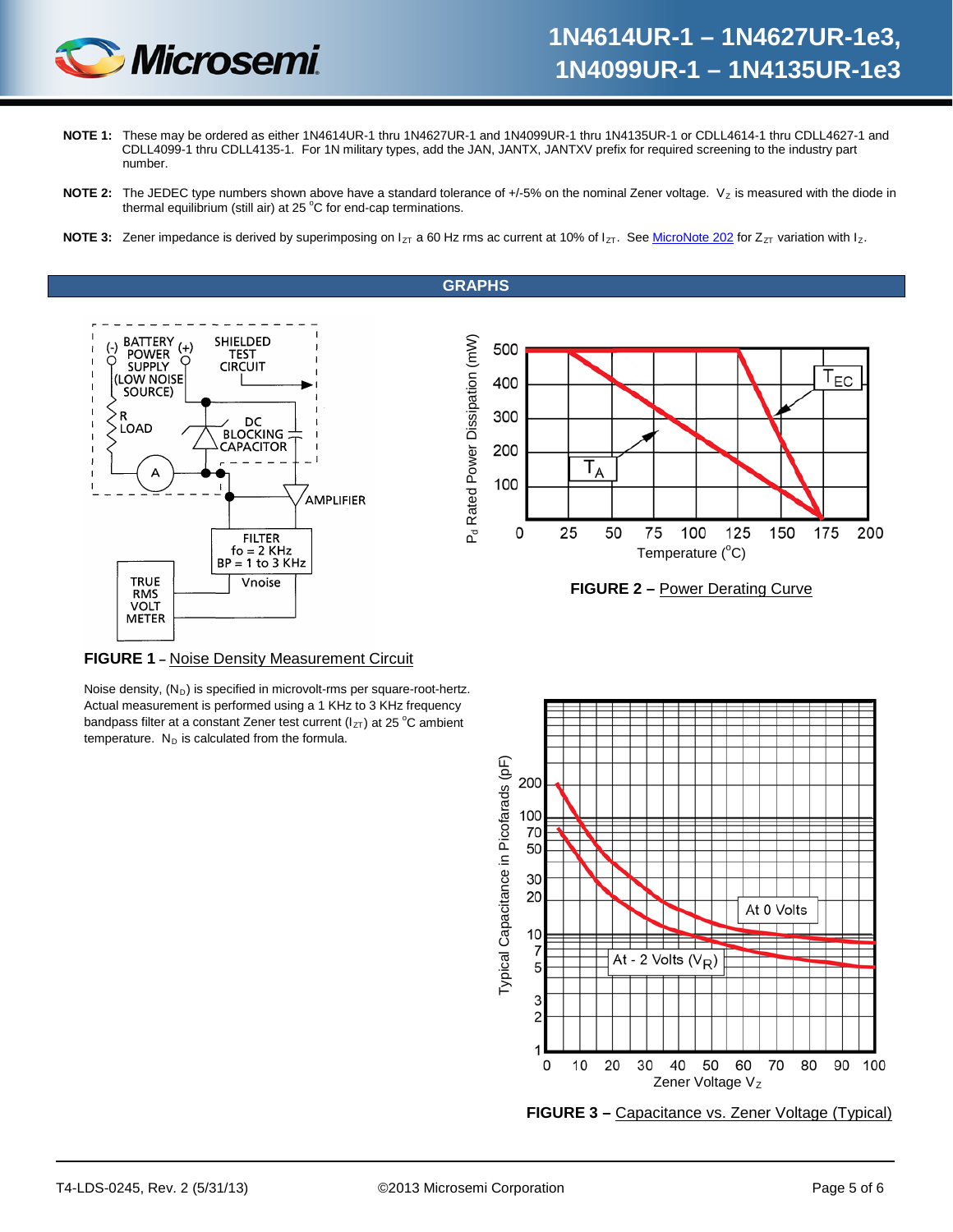**NOTE 1:** These may be ordered as either 1N4614UR-1 thru 1N4627UR-1 and 1N4099UR-1 thru 1N4135UR-1 or CDLL4614-1 thru CDLL4627-1 and CDLL4099-1 thru CDLL4135-1. For 1N military types, add the JAN, JANTX, JANTXV prefix for required screening to the industry part number.

**NOTE 2:** The JEDEC type numbers shown above have a standard tolerance of +/-5% on the nominal Zener voltage. $V_Z$ is measured with the diode in thermal equilibrium (still air) at 25 °C for end-cap terminations.

**NOTE 3:** Zener impedance is derived by superimposing on $I_{ZT}$ a 60 Hz rms ac current at 10% of $I_{ZT}$. See MicroNote 202 for $Z_{ZT}$ variation with $I_Z$.

## GRAPHS

**FIGURE 1 –** Noise Density Measurement Circuit

Noise density, ($N_D$) is specified in microvolt-rms per square-root-hertz. Actual measurement is performed using a 1 KHz to 3 KHz frequency bandpass filter at a constant Zener test current ($I_{ZT}$) at 25 °C ambient temperature. $N_D$ is calculated from the formula.

**FIGURE 2 –** Power Derating Curve

**FIGURE 3 –** Capacitance vs. Zener Voltage (Typical)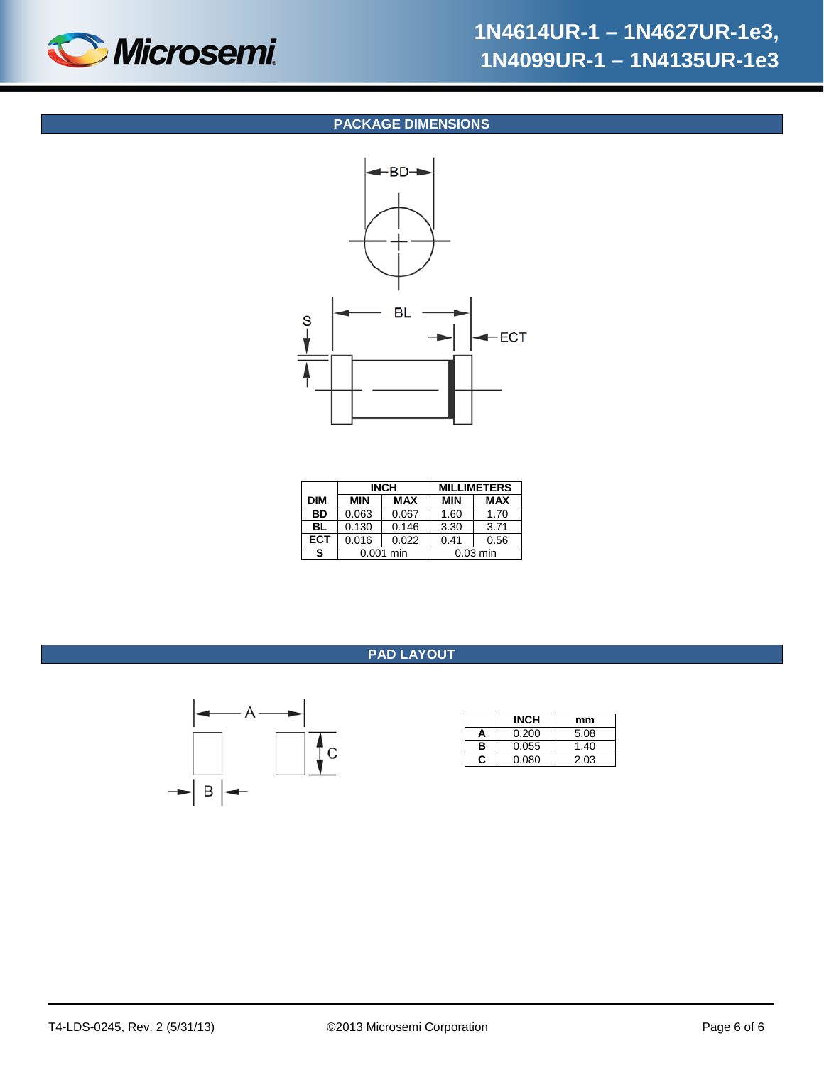## PACKAGE DIMENSIONS

BD

BL

S

ECT

| DIM | INCH | | MILLIMETERS | |
|---|---|---|---|---|
| | MIN | MAX | MIN | MAX |
| BD | 0.063 | 0.067 | 1.60 | 1.70 |
| BL | 0.130 | 0.146 | 3.30 | 3.71 |
| ECT | 0.016 | 0.022 | 0.41 | 0.56 |
| S | 0.001 min | | 0.03 min | |

## PAD LAYOUT

A

B

C

| | INCH | mm |
|---|---|---|
| A | 0.200 | 5.08 |
| B | 0.055 | 1.40 |
| C | 0.080 | 2.03 |